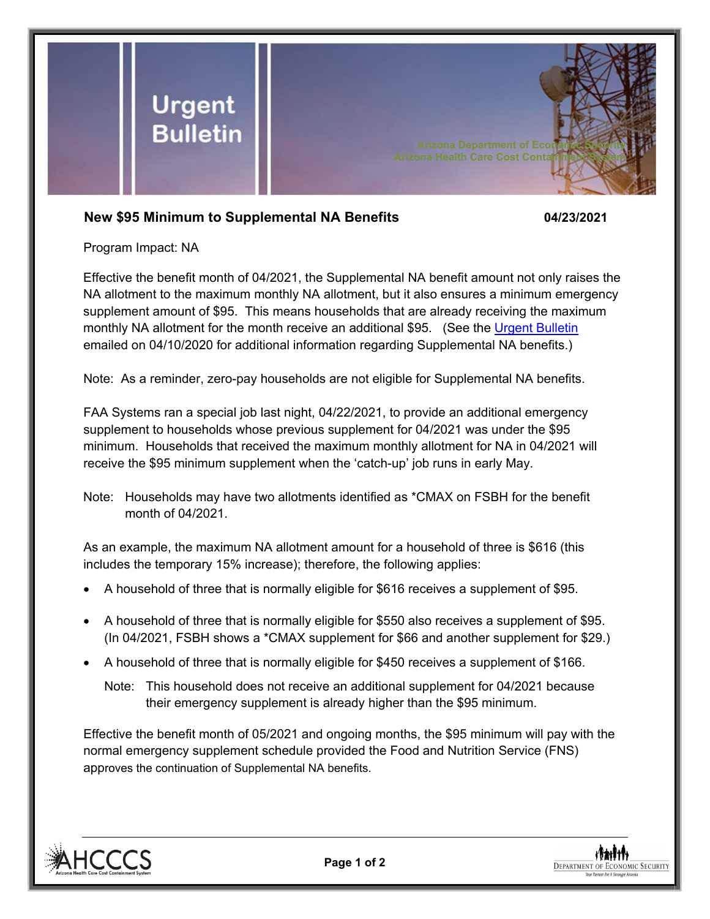# Urgent Bulletin

Arizona Department of Economic Security
Arizona Health Care Cost Containment System

**New $95 Minimum to Supplemental NA Benefits** **04/23/2021**

Program Impact: NA

Effective the benefit month of 04/2021, the Supplemental NA benefit amount not only raises the NA allotment to the maximum monthly NA allotment, but it also ensures a minimum emergency supplement amount of $95. This means households that are already receiving the maximum monthly NA allotment for the month receive an additional $95. (See the Urgent Bulletin emailed on 04/10/2020 for additional information regarding Supplemental NA benefits.)

Note: As a reminder, zero-pay households are not eligible for Supplemental NA benefits.

FAA Systems ran a special job last night, 04/22/2021, to provide an additional emergency supplement to households whose previous supplement for 04/2021 was under the $95 minimum. Households that received the maximum monthly allotment for NA in 04/2021 will receive the $95 minimum supplement when the 'catch-up' job runs in early May.

Note: Households may have two allotments identified as *CMAX on FSBH for the benefit month of 04/2021.

As an example, the maximum NA allotment amount for a household of three is $616 (this includes the temporary 15% increase); therefore, the following applies:

- A household of three that is normally eligible for $616 receives a supplement of $95.
- A household of three that is normally eligible for $550 also receives a supplement of $95. (In 04/2021, FSBH shows a *CMAX supplement for $66 and another supplement for $29.)
- A household of three that is normally eligible for $450 receives a supplement of $166.

  Note: This household does not receive an additional supplement for 04/2021 because their emergency supplement is already higher than the $95 minimum.

Effective the benefit month of 05/2021 and ongoing months, the $95 minimum will pay with the normal emergency supplement schedule provided the Food and Nutrition Service (FNS) approves the continuation of Supplemental NA benefits.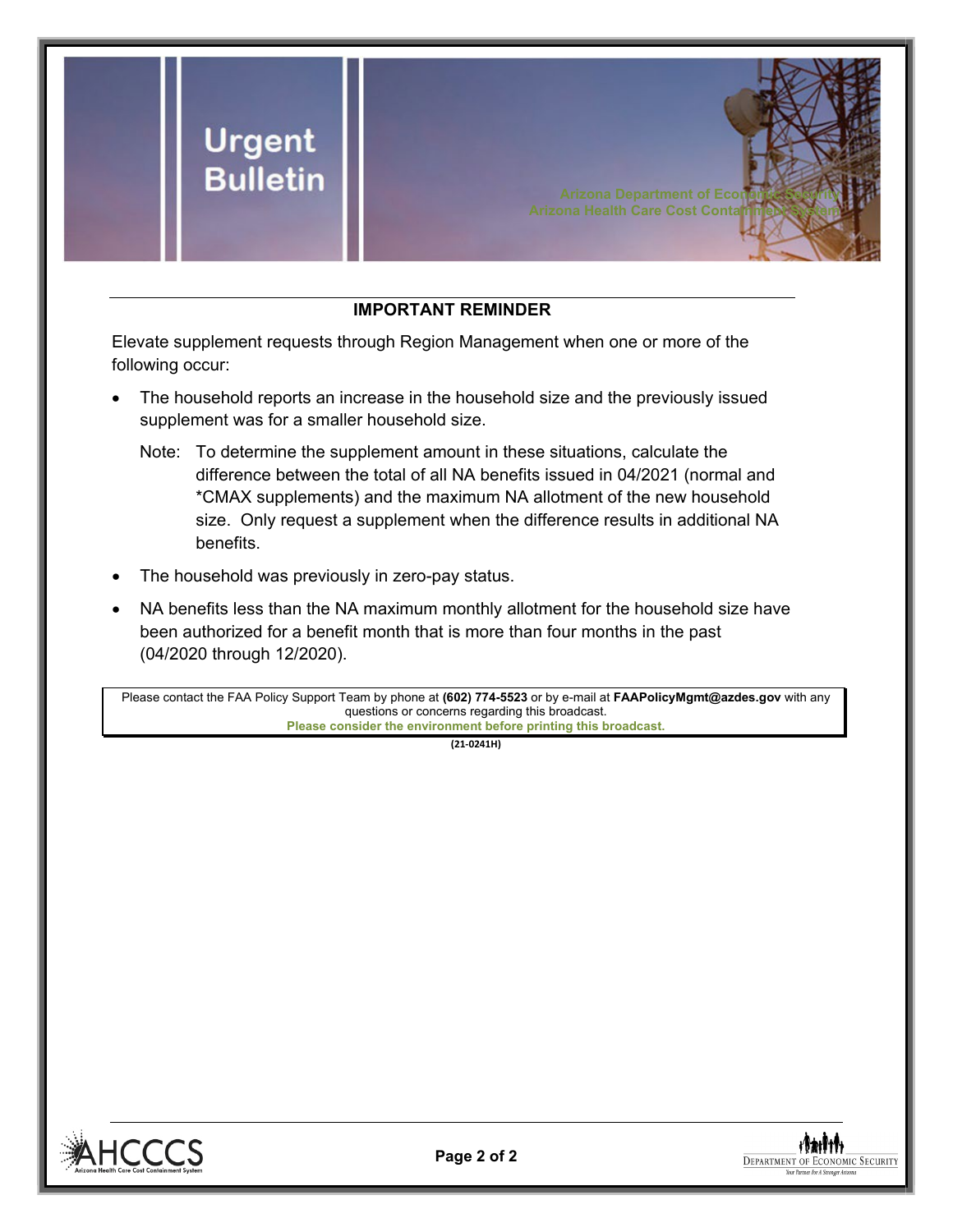**IMPORTANT REMINDER**

Elevate supplement requests through Region Management when one or more of the following occur:

- The household reports an increase in the household size and the previously issued supplement was for a smaller household size.

  Note: To determine the supplement amount in these situations, calculate the difference between the total of all NA benefits issued in 04/2021 (normal and *CMAX supplements) and the maximum NA allotment of the new household size. Only request a supplement when the difference results in additional NA benefits.

- The household was previously in zero-pay status.
- NA benefits less than the NA maximum monthly allotment for the household size have been authorized for a benefit month that is more than four months in the past (04/2020 through 12/2020).

Please contact the FAA Policy Support Team by phone at **(602) 774-5523** or by e-mail at **FAAPolicyMgmt@azdes.gov** with any questions or concerns regarding this broadcast.
**Please consider the environment before printing this broadcast.**

**(21-0241H)**